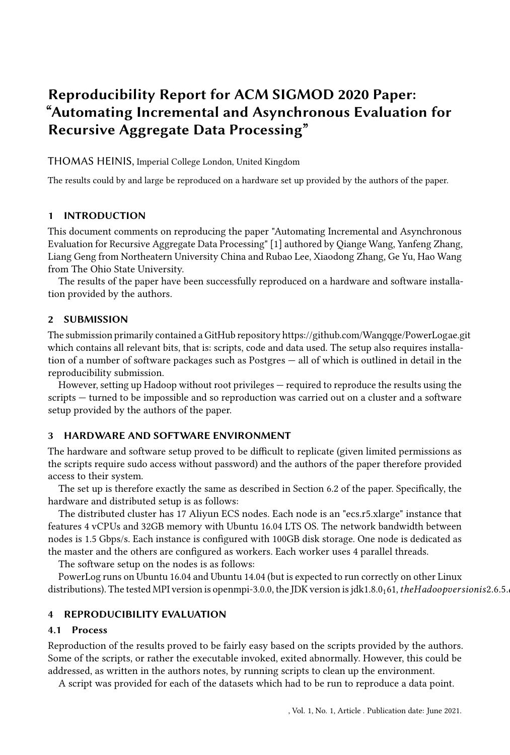# Reproducibility Report for ACM SIGMOD 2020 Paper: "Automating Incremental and Asynchronous Evaluation for Recursive Aggregate Data Processing"

THOMAS HEINIS, Imperial College London, United Kingdom

The results could by and large be reproduced on a hardware set up provided by the authors of the paper.

## 1 INTRODUCTION

This document comments on reproducing the paper "Automating Incremental and Asynchronous Evaluation for Recursive Aggregate Data Processing" [1] authored by Qiange Wang, Yanfeng Zhang, Liang Geng from Northeatern University China and Rubao Lee, Xiaodong Zhang, Ge Yu, Hao Wang from The Ohio State University.

The results of the paper have been successfully reproduced on a hardware and software installation provided by the authors.

## 2 SUBMISSION

The submission primarily contained a GitHub repository https://github.com/Wangqge/PowerLogae.git which contains all relevant bits, that is: scripts, code and data used. The setup also requires installation of a number of software packages such as Postgres — all of which is outlined in detail in the reproducibility submission.

However, setting up Hadoop without root privileges — required to reproduce the results using the scripts — turned to be impossible and so reproduction was carried out on a cluster and a software setup provided by the authors of the paper.

## 3 HARDWARE AND SOFTWARE ENVIRONMENT

The hardware and software setup proved to be difficult to replicate (given limited permissions as the scripts require sudo access without password) and the authors of the paper therefore provided access to their system.

The set up is therefore exactly the same as described in Section 6.2 of the paper. Specifically, the hardware and distributed setup is as follows:

The distributed cluster has 17 Aliyun ECS nodes. Each node is an "ecs.r5.xlarge" instance that features 4 vCPUs and 32GB memory with Ubuntu 16.04 LTS OS. The network bandwidth between nodes is 1.5 Gbps/s. Each instance is configured with 100GB disk storage. One node is dedicated as the master and the others are configured as workers. Each worker uses 4 parallel threads.

The software setup on the nodes is as follows:

PowerLog runs on Ubuntu 16.04 and Ubuntu 14.04 (but is expected to run correctly on other Linux distributions). The tested MPI version is openmpi-3.0.0, the JDK version is jdk1.8.0$_161, theHadoopversionis2.6.5.$

## 4 REPRODUCIBILITY EVALUATION

### 4.1 Process

Reproduction of the results proved to be fairly easy based on the scripts provided by the authors. Some of the scripts, or rather the executable invoked, exited abnormally. However, this could be addressed, as written in the authors notes, by running scripts to clean up the environment.

A script was provided for each of the datasets which had to be run to reproduce a data point.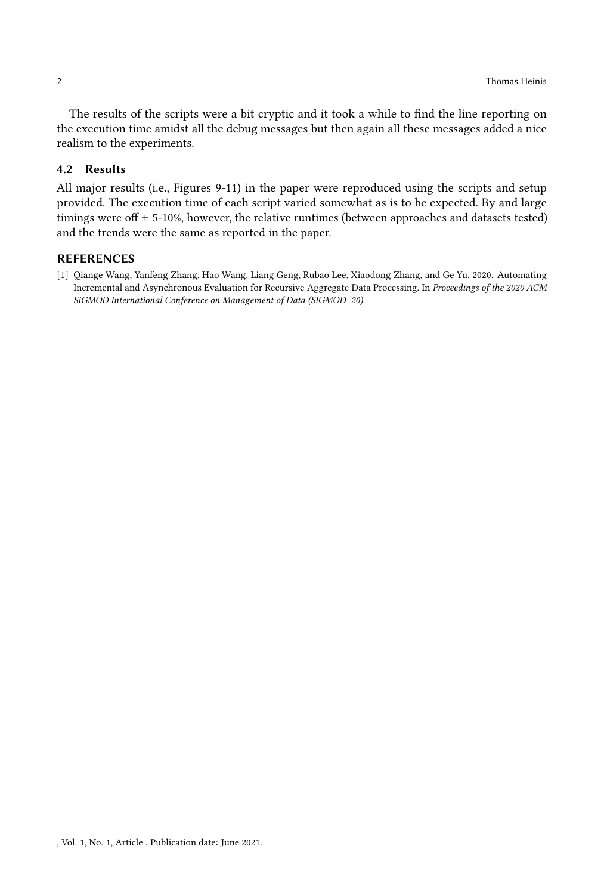The results of the scripts were a bit cryptic and it took a while to find the line reporting on the execution time amidst all the debug messages but then again all these messages added a nice realism to the experiments.

### 4.2 Results

All major results (i.e., Figures 9-11) in the paper were reproduced using the scripts and setup provided. The execution time of each script varied somewhat as is to be expected. By and large timings were off ± 5-10%, however, the relative runtimes (between approaches and datasets tested) and the trends were the same as reported in the paper.

## REFERENCES

[1] Qiange Wang, Yanfeng Zhang, Hao Wang, Liang Geng, Rubao Lee, Xiaodong Zhang, and Ge Yu. 2020. Automating Incremental and Asynchronous Evaluation for Recursive Aggregate Data Processing. In *Proceedings of the 2020 ACM SIGMOD International Conference on Management of Data (SIGMOD '20).*